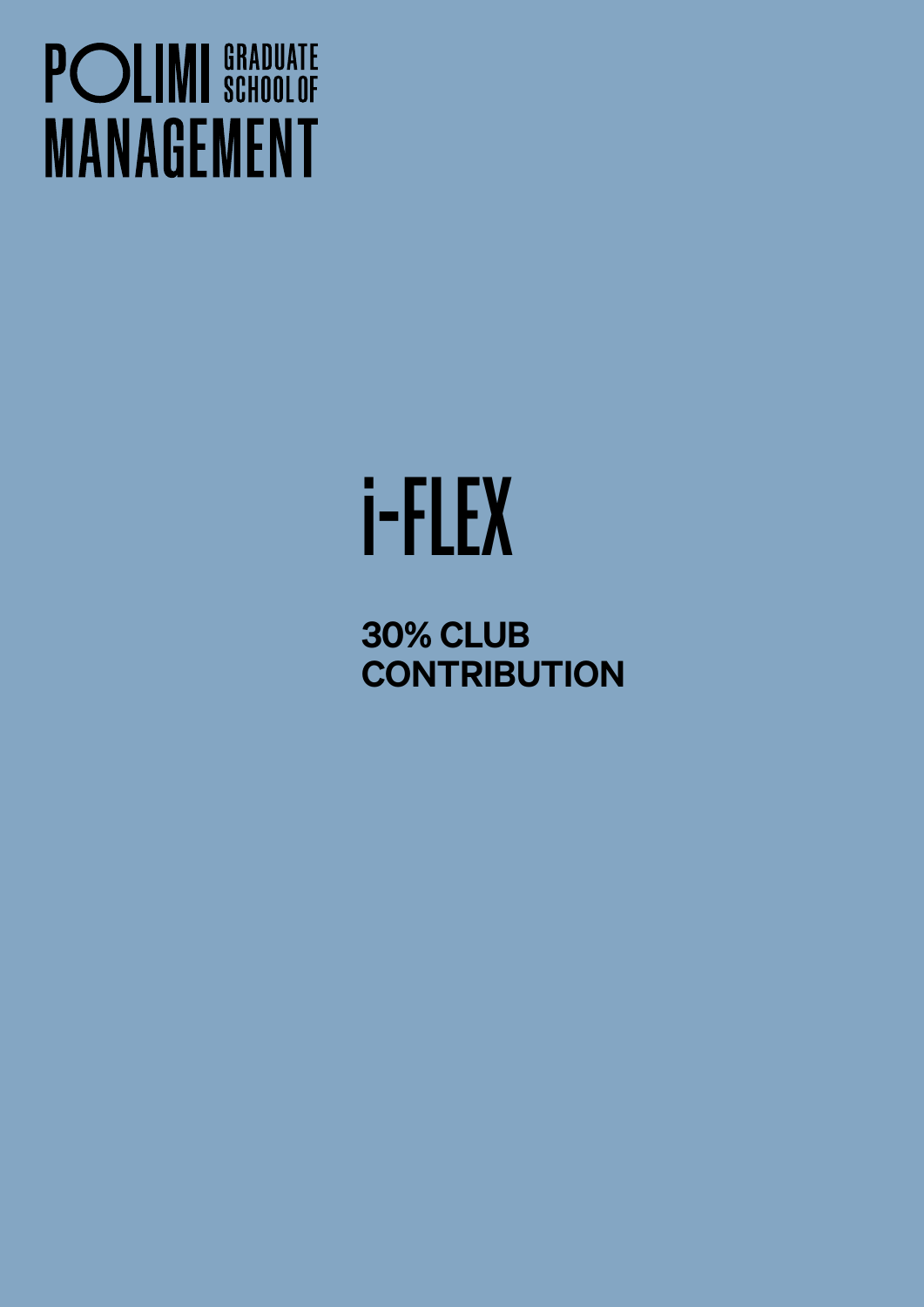POLIMI GRADUATE SCHOOL OF MANAGEMENT

# i-FLEX

## 30% CLUB CONTRIBUTION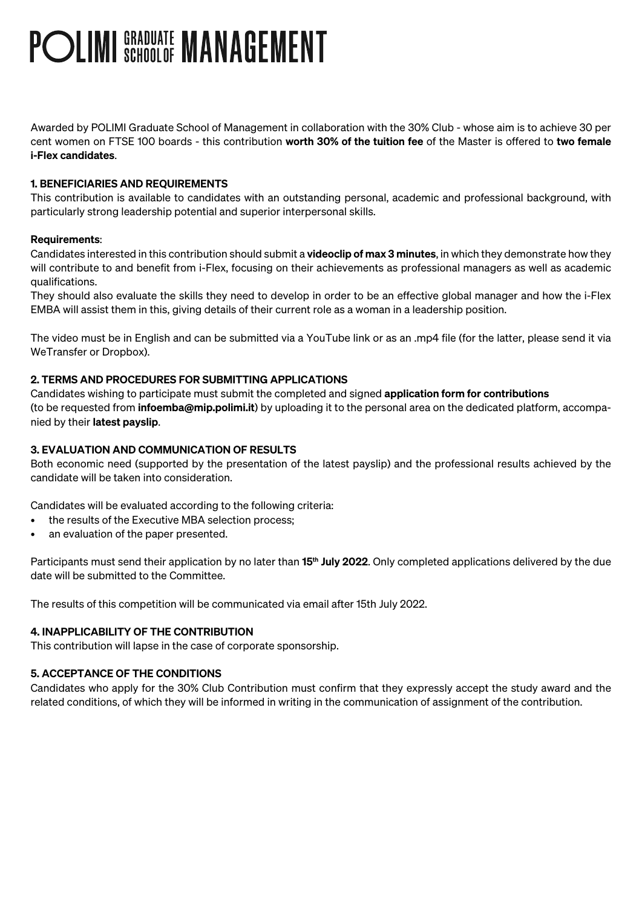# POLIMI GRADUATE SCHOOL OF MANAGEMENT

Awarded by POLIMI Graduate School of Management in collaboration with the 30% Club - whose aim is to achieve 30 per cent women on FTSE 100 boards - this contribution **worth 30% of the tuition fee** of the Master is offered to **two female i-Flex candidates**.

## 1. BENEFICIARIES AND REQUIREMENTS

This contribution is available to candidates with an outstanding personal, academic and professional background, with particularly strong leadership potential and superior interpersonal skills.

**Requirements**:

Candidates interested in this contribution should submit a **videoclip of max 3 minutes**, in which they demonstrate how they will contribute to and benefit from i-Flex, focusing on their achievements as professional managers as well as academic qualifications.

They should also evaluate the skills they need to develop in order to be an effective global manager and how the i-Flex EMBA will assist them in this, giving details of their current role as a woman in a leadership position.

The video must be in English and can be submitted via a YouTube link or as an .mp4 file (for the latter, please send it via WeTransfer or Dropbox).

## 2. TERMS AND PROCEDURES FOR SUBMITTING APPLICATIONS

Candidates wishing to participate must submit the completed and signed **application form for contributions** (to be requested from **infoemba@mip.polimi.it**) by uploading it to the personal area on the dedicated platform, accompanied by their **latest payslip**.

## 3. EVALUATION AND COMMUNICATION OF RESULTS

Both economic need (supported by the presentation of the latest payslip) and the professional results achieved by the candidate will be taken into consideration.

Candidates will be evaluated according to the following criteria:

- the results of the Executive MBA selection process;
- an evaluation of the paper presented.

Participants must send their application by no later than **15th July 2022**. Only completed applications delivered by the due date will be submitted to the Committee.

The results of this competition will be communicated via email after 15th July 2022.

## 4. INAPPLICABILITY OF THE CONTRIBUTION

This contribution will lapse in the case of corporate sponsorship.

## 5. ACCEPTANCE OF THE CONDITIONS

Candidates who apply for the 30% Club Contribution must confirm that they expressly accept the study award and the related conditions, of which they will be informed in writing in the communication of assignment of the contribution.